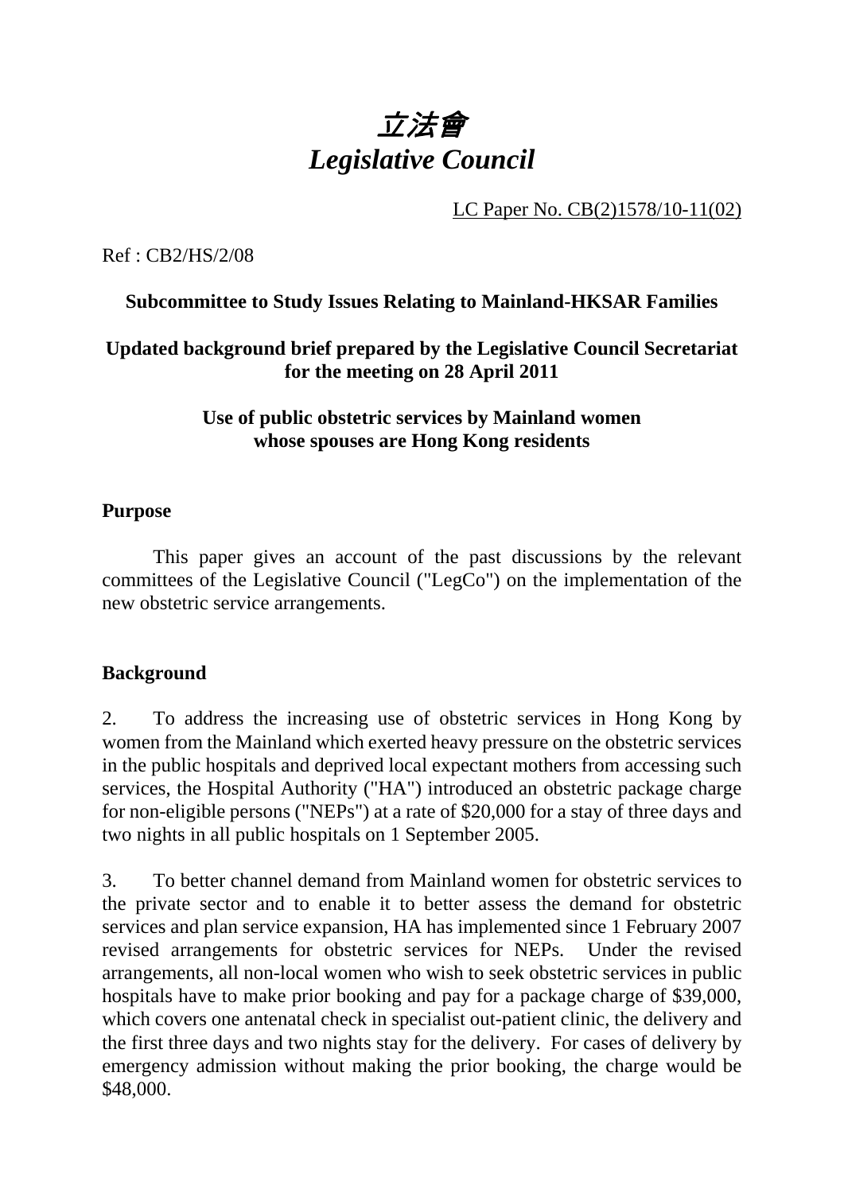# *立法會*
# *Legislative Council*

LC Paper No. CB(2)1578/10-11(02)

Ref : CB2/HS/2/08

**Subcommittee to Study Issues Relating to Mainland-HKSAR Families**

**Updated background brief prepared by the Legislative Council Secretariat for the meeting on 28 April 2011**

**Use of public obstetric services by Mainland women whose spouses are Hong Kong residents**

## Purpose

This paper gives an account of the past discussions by the relevant committees of the Legislative Council ("LegCo") on the implementation of the new obstetric service arrangements.

## Background

2. To address the increasing use of obstetric services in Hong Kong by women from the Mainland which exerted heavy pressure on the obstetric services in the public hospitals and deprived local expectant mothers from accessing such services, the Hospital Authority ("HA") introduced an obstetric package charge for non-eligible persons ("NEPs") at a rate of $20,000 for a stay of three days and two nights in all public hospitals on 1 September 2005.

3. To better channel demand from Mainland women for obstetric services to the private sector and to enable it to better assess the demand for obstetric services and plan service expansion, HA has implemented since 1 February 2007 revised arrangements for obstetric services for NEPs. Under the revised arrangements, all non-local women who wish to seek obstetric services in public hospitals have to make prior booking and pay for a package charge of $39,000, which covers one antenatal check in specialist out-patient clinic, the delivery and the first three days and two nights stay for the delivery. For cases of delivery by emergency admission without making the prior booking, the charge would be $48,000.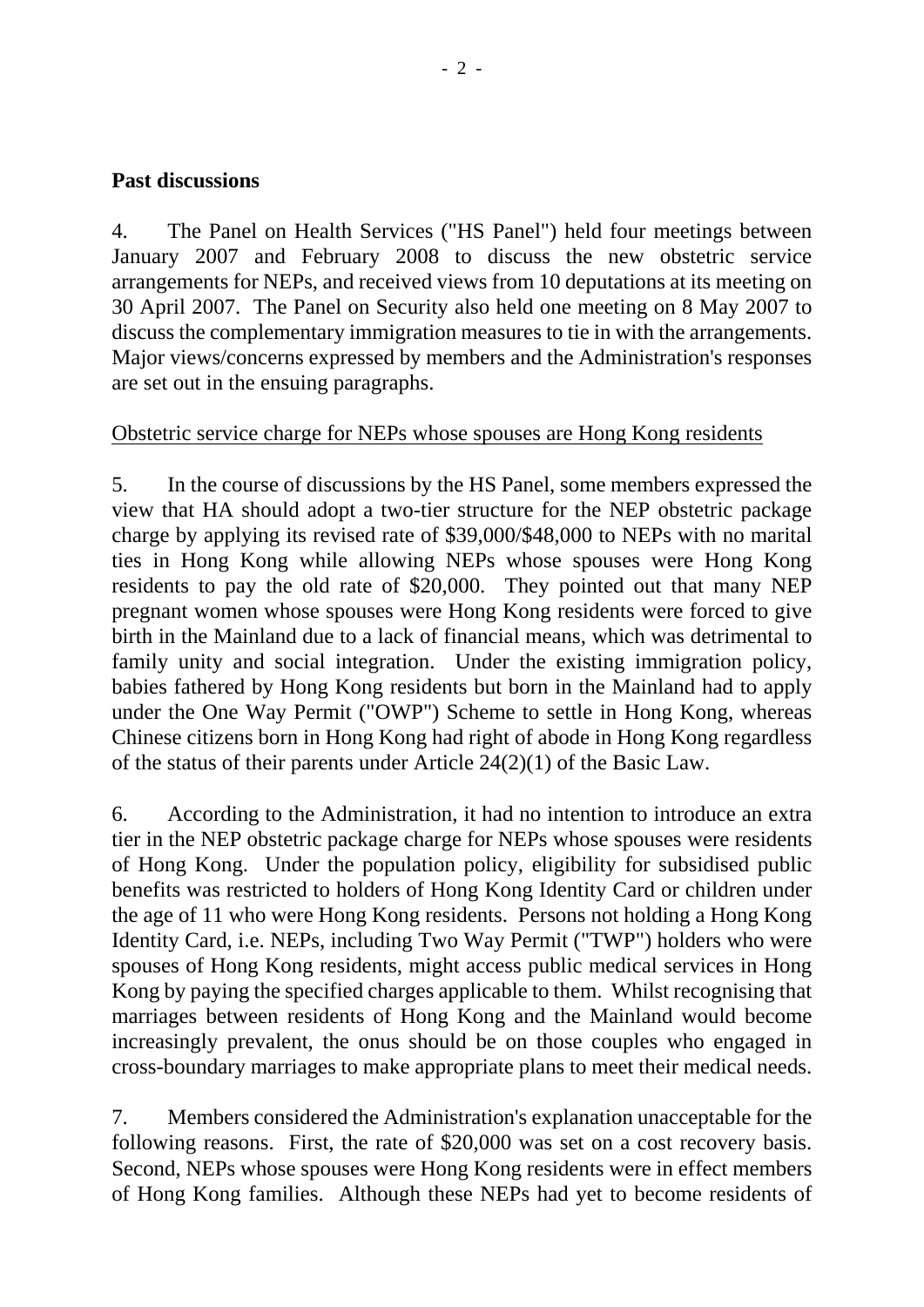**Past discussions**

4. The Panel on Health Services ("HS Panel") held four meetings between January 2007 and February 2008 to discuss the new obstetric service arrangements for NEPs, and received views from 10 deputations at its meeting on 30 April 2007. The Panel on Security also held one meeting on 8 May 2007 to discuss the complementary immigration measures to tie in with the arrangements. Major views/concerns expressed by members and the Administration's responses are set out in the ensuing paragraphs.

Obstetric service charge for NEPs whose spouses are Hong Kong residents

5. In the course of discussions by the HS Panel, some members expressed the view that HA should adopt a two-tier structure for the NEP obstetric package charge by applying its revised rate of $39,000/$48,000 to NEPs with no marital ties in Hong Kong while allowing NEPs whose spouses were Hong Kong residents to pay the old rate of $20,000. They pointed out that many NEP pregnant women whose spouses were Hong Kong residents were forced to give birth in the Mainland due to a lack of financial means, which was detrimental to family unity and social integration. Under the existing immigration policy, babies fathered by Hong Kong residents but born in the Mainland had to apply under the One Way Permit ("OWP") Scheme to settle in Hong Kong, whereas Chinese citizens born in Hong Kong had right of abode in Hong Kong regardless of the status of their parents under Article 24(2)(1) of the Basic Law.

6. According to the Administration, it had no intention to introduce an extra tier in the NEP obstetric package charge for NEPs whose spouses were residents of Hong Kong. Under the population policy, eligibility for subsidised public benefits was restricted to holders of Hong Kong Identity Card or children under the age of 11 who were Hong Kong residents. Persons not holding a Hong Kong Identity Card, i.e. NEPs, including Two Way Permit ("TWP") holders who were spouses of Hong Kong residents, might access public medical services in Hong Kong by paying the specified charges applicable to them. Whilst recognising that marriages between residents of Hong Kong and the Mainland would become increasingly prevalent, the onus should be on those couples who engaged in cross-boundary marriages to make appropriate plans to meet their medical needs.

7. Members considered the Administration's explanation unacceptable for the following reasons. First, the rate of $20,000 was set on a cost recovery basis. Second, NEPs whose spouses were Hong Kong residents were in effect members of Hong Kong families. Although these NEPs had yet to become residents of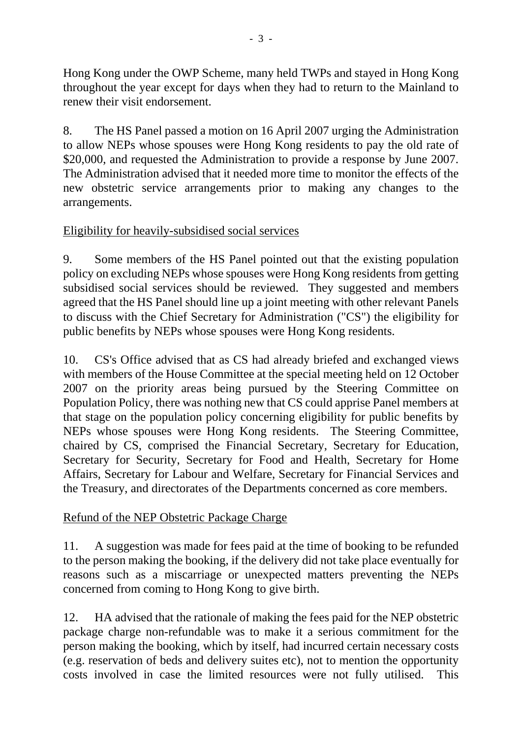Hong Kong under the OWP Scheme, many held TWPs and stayed in Hong Kong throughout the year except for days when they had to return to the Mainland to renew their visit endorsement.

8. The HS Panel passed a motion on 16 April 2007 urging the Administration to allow NEPs whose spouses were Hong Kong residents to pay the old rate of $20,000, and requested the Administration to provide a response by June 2007. The Administration advised that it needed more time to monitor the effects of the new obstetric service arrangements prior to making any changes to the arrangements.

<u>Eligibility for heavily-subsidised social services</u>

9. Some members of the HS Panel pointed out that the existing population policy on excluding NEPs whose spouses were Hong Kong residents from getting subsidised social services should be reviewed. They suggested and members agreed that the HS Panel should line up a joint meeting with other relevant Panels to discuss with the Chief Secretary for Administration ("CS") the eligibility for public benefits by NEPs whose spouses were Hong Kong residents.

10. CS's Office advised that as CS had already briefed and exchanged views with members of the House Committee at the special meeting held on 12 October 2007 on the priority areas being pursued by the Steering Committee on Population Policy, there was nothing new that CS could apprise Panel members at that stage on the population policy concerning eligibility for public benefits by NEPs whose spouses were Hong Kong residents. The Steering Committee, chaired by CS, comprised the Financial Secretary, Secretary for Education, Secretary for Security, Secretary for Food and Health, Secretary for Home Affairs, Secretary for Labour and Welfare, Secretary for Financial Services and the Treasury, and directorates of the Departments concerned as core members.

<u>Refund of the NEP Obstetric Package Charge</u>

11. A suggestion was made for fees paid at the time of booking to be refunded to the person making the booking, if the delivery did not take place eventually for reasons such as a miscarriage or unexpected matters preventing the NEPs concerned from coming to Hong Kong to give birth.

12. HA advised that the rationale of making the fees paid for the NEP obstetric package charge non-refundable was to make it a serious commitment for the person making the booking, which by itself, had incurred certain necessary costs (e.g. reservation of beds and delivery suites etc), not to mention the opportunity costs involved in case the limited resources were not fully utilised. This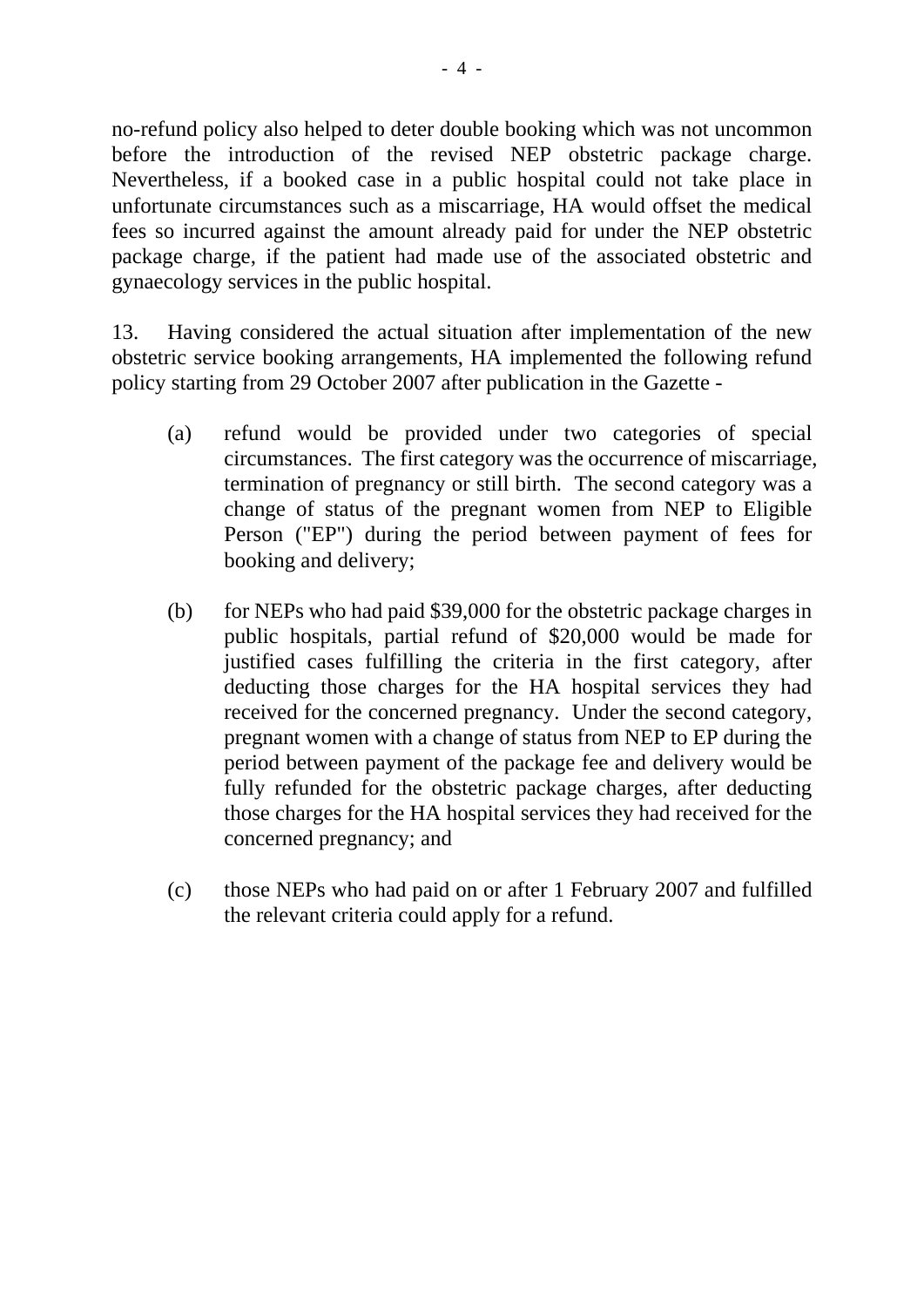no-refund policy also helped to deter double booking which was not uncommon before the introduction of the revised NEP obstetric package charge. Nevertheless, if a booked case in a public hospital could not take place in unfortunate circumstances such as a miscarriage, HA would offset the medical fees so incurred against the amount already paid for under the NEP obstetric package charge, if the patient had made use of the associated obstetric and gynaecology services in the public hospital.

13. Having considered the actual situation after implementation of the new obstetric service booking arrangements, HA implemented the following refund policy starting from 29 October 2007 after publication in the Gazette -

(a) refund would be provided under two categories of special circumstances. The first category was the occurrence of miscarriage, termination of pregnancy or still birth. The second category was a change of status of the pregnant women from NEP to Eligible Person ("EP") during the period between payment of fees for booking and delivery;

(b) for NEPs who had paid $39,000 for the obstetric package charges in public hospitals, partial refund of $20,000 would be made for justified cases fulfilling the criteria in the first category, after deducting those charges for the HA hospital services they had received for the concerned pregnancy. Under the second category, pregnant women with a change of status from NEP to EP during the period between payment of the package fee and delivery would be fully refunded for the obstetric package charges, after deducting those charges for the HA hospital services they had received for the concerned pregnancy; and

(c) those NEPs who had paid on or after 1 February 2007 and fulfilled the relevant criteria could apply for a refund.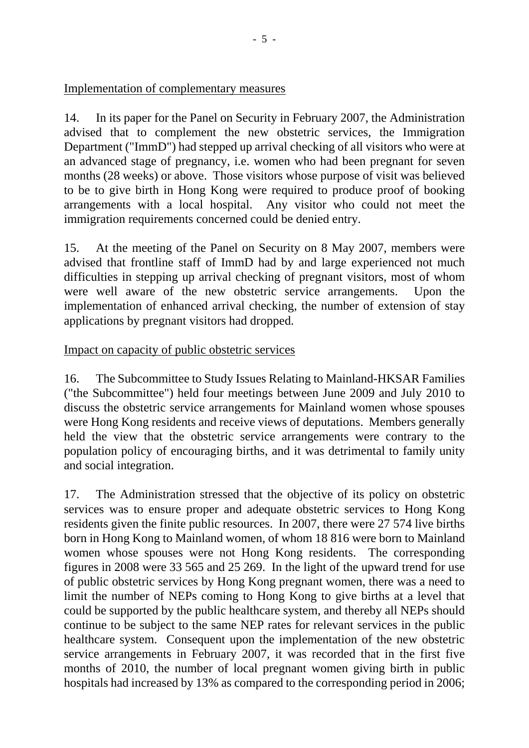Implementation of complementary measures

14. In its paper for the Panel on Security in February 2007, the Administration advised that to complement the new obstetric services, the Immigration Department ("ImmD") had stepped up arrival checking of all visitors who were at an advanced stage of pregnancy, i.e. women who had been pregnant for seven months (28 weeks) or above. Those visitors whose purpose of visit was believed to be to give birth in Hong Kong were required to produce proof of booking arrangements with a local hospital. Any visitor who could not meet the immigration requirements concerned could be denied entry.

15. At the meeting of the Panel on Security on 8 May 2007, members were advised that frontline staff of ImmD had by and large experienced not much difficulties in stepping up arrival checking of pregnant visitors, most of whom were well aware of the new obstetric service arrangements. Upon the implementation of enhanced arrival checking, the number of extension of stay applications by pregnant visitors had dropped.

Impact on capacity of public obstetric services

16. The Subcommittee to Study Issues Relating to Mainland-HKSAR Families ("the Subcommittee") held four meetings between June 2009 and July 2010 to discuss the obstetric service arrangements for Mainland women whose spouses were Hong Kong residents and receive views of deputations. Members generally held the view that the obstetric service arrangements were contrary to the population policy of encouraging births, and it was detrimental to family unity and social integration.

17. The Administration stressed that the objective of its policy on obstetric services was to ensure proper and adequate obstetric services to Hong Kong residents given the finite public resources. In 2007, there were 27 574 live births born in Hong Kong to Mainland women, of whom 18 816 were born to Mainland women whose spouses were not Hong Kong residents. The corresponding figures in 2008 were 33 565 and 25 269. In the light of the upward trend for use of public obstetric services by Hong Kong pregnant women, there was a need to limit the number of NEPs coming to Hong Kong to give births at a level that could be supported by the public healthcare system, and thereby all NEPs should continue to be subject to the same NEP rates for relevant services in the public healthcare system. Consequent upon the implementation of the new obstetric service arrangements in February 2007, it was recorded that in the first five months of 2010, the number of local pregnant women giving birth in public hospitals had increased by 13% as compared to the corresponding period in 2006;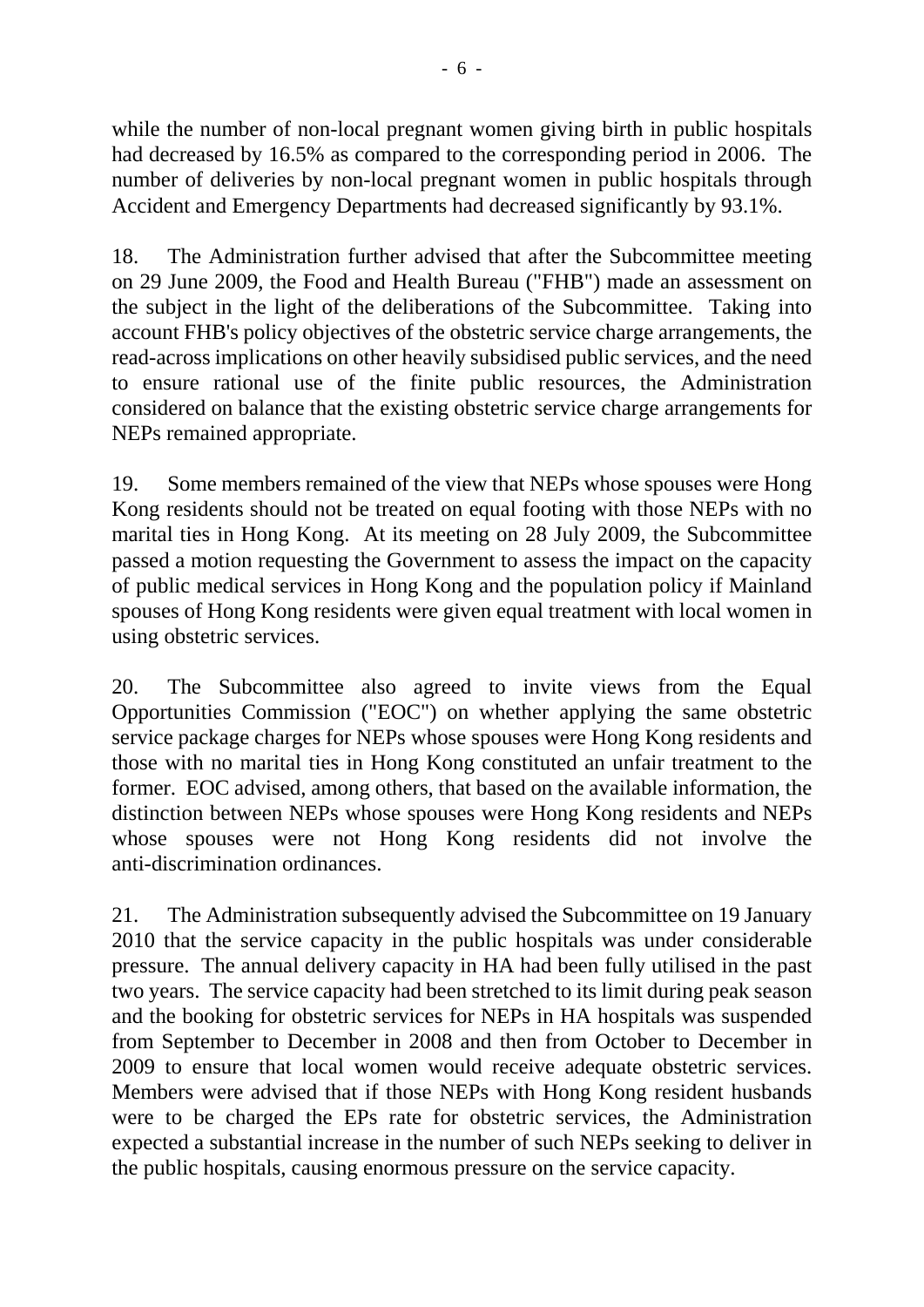while the number of non-local pregnant women giving birth in public hospitals had decreased by 16.5% as compared to the corresponding period in 2006. The number of deliveries by non-local pregnant women in public hospitals through Accident and Emergency Departments had decreased significantly by 93.1%.

18. The Administration further advised that after the Subcommittee meeting on 29 June 2009, the Food and Health Bureau ("FHB") made an assessment on the subject in the light of the deliberations of the Subcommittee. Taking into account FHB's policy objectives of the obstetric service charge arrangements, the read-across implications on other heavily subsidised public services, and the need to ensure rational use of the finite public resources, the Administration considered on balance that the existing obstetric service charge arrangements for NEPs remained appropriate.

19. Some members remained of the view that NEPs whose spouses were Hong Kong residents should not be treated on equal footing with those NEPs with no marital ties in Hong Kong. At its meeting on 28 July 2009, the Subcommittee passed a motion requesting the Government to assess the impact on the capacity of public medical services in Hong Kong and the population policy if Mainland spouses of Hong Kong residents were given equal treatment with local women in using obstetric services.

20. The Subcommittee also agreed to invite views from the Equal Opportunities Commission ("EOC") on whether applying the same obstetric service package charges for NEPs whose spouses were Hong Kong residents and those with no marital ties in Hong Kong constituted an unfair treatment to the former. EOC advised, among others, that based on the available information, the distinction between NEPs whose spouses were Hong Kong residents and NEPs whose spouses were not Hong Kong residents did not involve the anti-discrimination ordinances.

21. The Administration subsequently advised the Subcommittee on 19 January 2010 that the service capacity in the public hospitals was under considerable pressure. The annual delivery capacity in HA had been fully utilised in the past two years. The service capacity had been stretched to its limit during peak season and the booking for obstetric services for NEPs in HA hospitals was suspended from September to December in 2008 and then from October to December in 2009 to ensure that local women would receive adequate obstetric services. Members were advised that if those NEPs with Hong Kong resident husbands were to be charged the EPs rate for obstetric services, the Administration expected a substantial increase in the number of such NEPs seeking to deliver in the public hospitals, causing enormous pressure on the service capacity.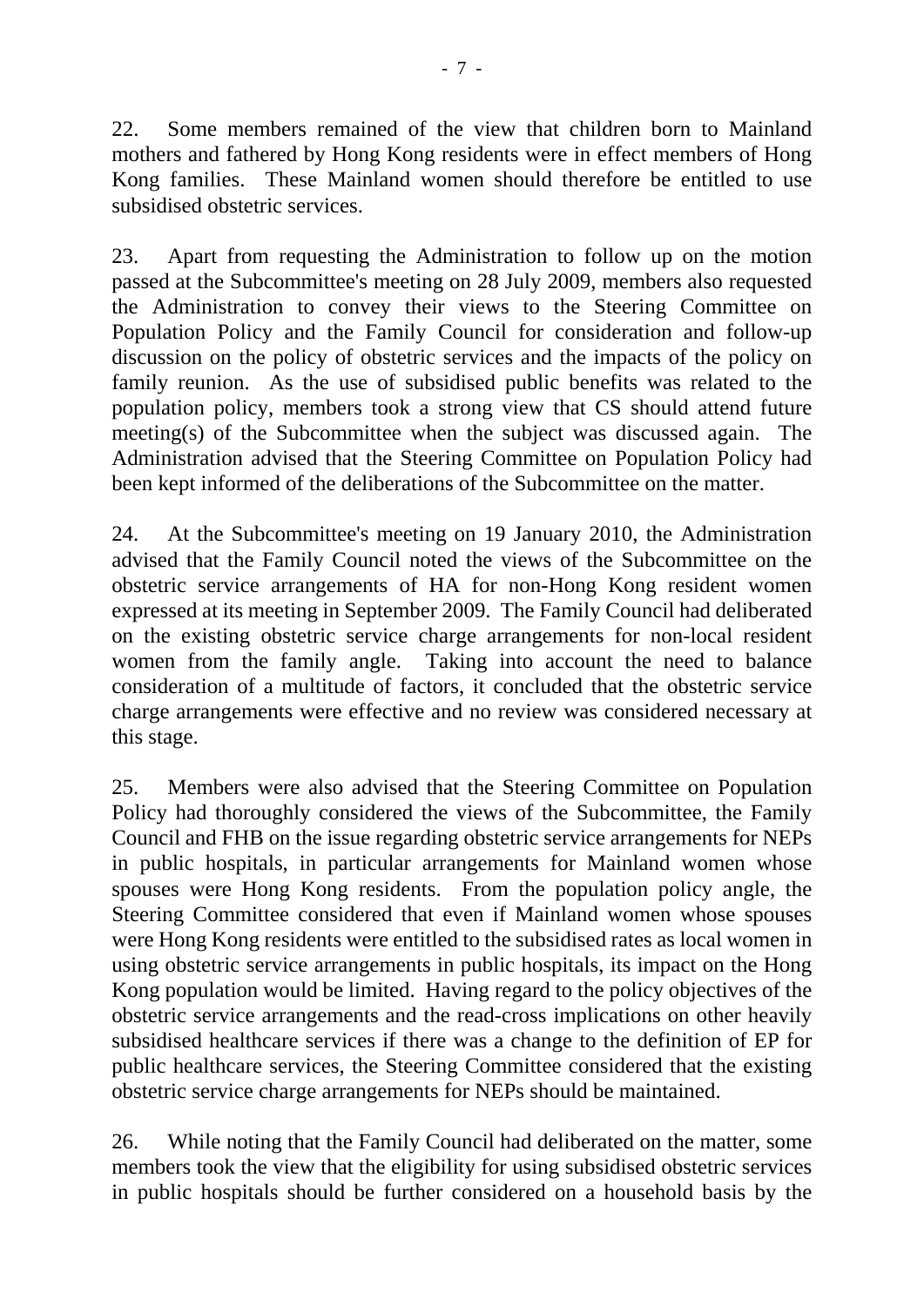22. Some members remained of the view that children born to Mainland mothers and fathered by Hong Kong residents were in effect members of Hong Kong families. These Mainland women should therefore be entitled to use subsidised obstetric services.

23. Apart from requesting the Administration to follow up on the motion passed at the Subcommittee's meeting on 28 July 2009, members also requested the Administration to convey their views to the Steering Committee on Population Policy and the Family Council for consideration and follow-up discussion on the policy of obstetric services and the impacts of the policy on family reunion. As the use of subsidised public benefits was related to the population policy, members took a strong view that CS should attend future meeting(s) of the Subcommittee when the subject was discussed again. The Administration advised that the Steering Committee on Population Policy had been kept informed of the deliberations of the Subcommittee on the matter.

24. At the Subcommittee's meeting on 19 January 2010, the Administration advised that the Family Council noted the views of the Subcommittee on the obstetric service arrangements of HA for non-Hong Kong resident women expressed at its meeting in September 2009. The Family Council had deliberated on the existing obstetric service charge arrangements for non-local resident women from the family angle. Taking into account the need to balance consideration of a multitude of factors, it concluded that the obstetric service charge arrangements were effective and no review was considered necessary at this stage.

25. Members were also advised that the Steering Committee on Population Policy had thoroughly considered the views of the Subcommittee, the Family Council and FHB on the issue regarding obstetric service arrangements for NEPs in public hospitals, in particular arrangements for Mainland women whose spouses were Hong Kong residents. From the population policy angle, the Steering Committee considered that even if Mainland women whose spouses were Hong Kong residents were entitled to the subsidised rates as local women in using obstetric service arrangements in public hospitals, its impact on the Hong Kong population would be limited. Having regard to the policy objectives of the obstetric service arrangements and the read-cross implications on other heavily subsidised healthcare services if there was a change to the definition of EP for public healthcare services, the Steering Committee considered that the existing obstetric service charge arrangements for NEPs should be maintained.

26. While noting that the Family Council had deliberated on the matter, some members took the view that the eligibility for using subsidised obstetric services in public hospitals should be further considered on a household basis by the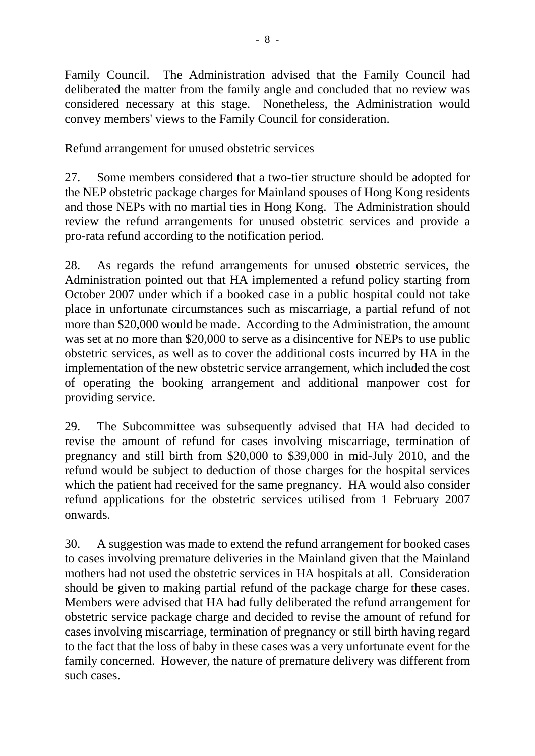Family Council. The Administration advised that the Family Council had deliberated the matter from the family angle and concluded that no review was considered necessary at this stage. Nonetheless, the Administration would convey members' views to the Family Council for consideration.

<u>Refund arrangement for unused obstetric services</u>

27. Some members considered that a two-tier structure should be adopted for the NEP obstetric package charges for Mainland spouses of Hong Kong residents and those NEPs with no martial ties in Hong Kong. The Administration should review the refund arrangements for unused obstetric services and provide a pro-rata refund according to the notification period.

28. As regards the refund arrangements for unused obstetric services, the Administration pointed out that HA implemented a refund policy starting from October 2007 under which if a booked case in a public hospital could not take place in unfortunate circumstances such as miscarriage, a partial refund of not more than $20,000 would be made. According to the Administration, the amount was set at no more than $20,000 to serve as a disincentive for NEPs to use public obstetric services, as well as to cover the additional costs incurred by HA in the implementation of the new obstetric service arrangement, which included the cost of operating the booking arrangement and additional manpower cost for providing service.

29. The Subcommittee was subsequently advised that HA had decided to revise the amount of refund for cases involving miscarriage, termination of pregnancy and still birth from $20,000 to $39,000 in mid-July 2010, and the refund would be subject to deduction of those charges for the hospital services which the patient had received for the same pregnancy. HA would also consider refund applications for the obstetric services utilised from 1 February 2007 onwards.

30. A suggestion was made to extend the refund arrangement for booked cases to cases involving premature deliveries in the Mainland given that the Mainland mothers had not used the obstetric services in HA hospitals at all. Consideration should be given to making partial refund of the package charge for these cases. Members were advised that HA had fully deliberated the refund arrangement for obstetric service package charge and decided to revise the amount of refund for cases involving miscarriage, termination of pregnancy or still birth having regard to the fact that the loss of baby in these cases was a very unfortunate event for the family concerned. However, the nature of premature delivery was different from such cases.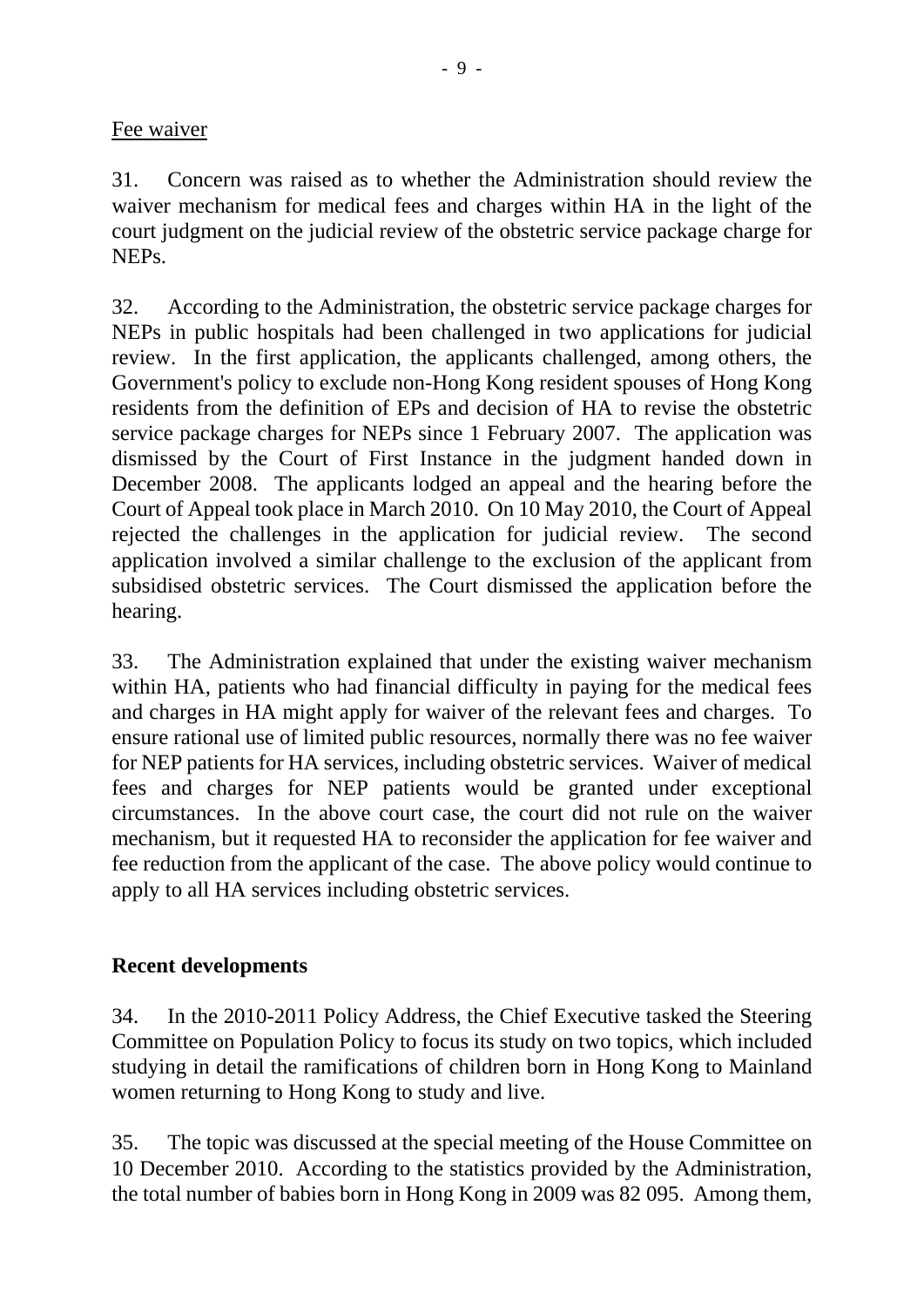Fee waiver

31. Concern was raised as to whether the Administration should review the waiver mechanism for medical fees and charges within HA in the light of the court judgment on the judicial review of the obstetric service package charge for NEPs.

32. According to the Administration, the obstetric service package charges for NEPs in public hospitals had been challenged in two applications for judicial review. In the first application, the applicants challenged, among others, the Government's policy to exclude non-Hong Kong resident spouses of Hong Kong residents from the definition of EPs and decision of HA to revise the obstetric service package charges for NEPs since 1 February 2007. The application was dismissed by the Court of First Instance in the judgment handed down in December 2008. The applicants lodged an appeal and the hearing before the Court of Appeal took place in March 2010. On 10 May 2010, the Court of Appeal rejected the challenges in the application for judicial review. The second application involved a similar challenge to the exclusion of the applicant from subsidised obstetric services. The Court dismissed the application before the hearing.

33. The Administration explained that under the existing waiver mechanism within HA, patients who had financial difficulty in paying for the medical fees and charges in HA might apply for waiver of the relevant fees and charges. To ensure rational use of limited public resources, normally there was no fee waiver for NEP patients for HA services, including obstetric services. Waiver of medical fees and charges for NEP patients would be granted under exceptional circumstances. In the above court case, the court did not rule on the waiver mechanism, but it requested HA to reconsider the application for fee waiver and fee reduction from the applicant of the case. The above policy would continue to apply to all HA services including obstetric services.

## Recent developments

34. In the 2010-2011 Policy Address, the Chief Executive tasked the Steering Committee on Population Policy to focus its study on two topics, which included studying in detail the ramifications of children born in Hong Kong to Mainland women returning to Hong Kong to study and live.

35. The topic was discussed at the special meeting of the House Committee on 10 December 2010. According to the statistics provided by the Administration, the total number of babies born in Hong Kong in 2009 was 82 095. Among them,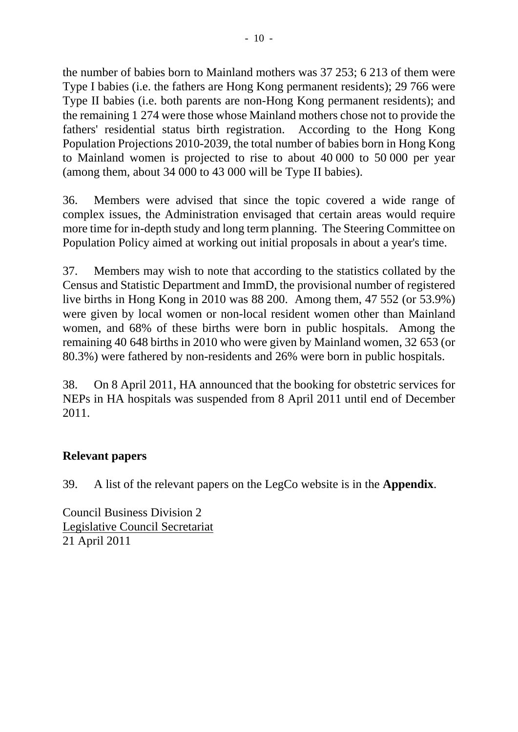the number of babies born to Mainland mothers was 37 253; 6 213 of them were Type I babies (i.e. the fathers are Hong Kong permanent residents); 29 766 were Type II babies (i.e. both parents are non-Hong Kong permanent residents); and the remaining 1 274 were those whose Mainland mothers chose not to provide the fathers' residential status birth registration. According to the Hong Kong Population Projections 2010-2039, the total number of babies born in Hong Kong to Mainland women is projected to rise to about 40 000 to 50 000 per year (among them, about 34 000 to 43 000 will be Type II babies).

36. Members were advised that since the topic covered a wide range of complex issues, the Administration envisaged that certain areas would require more time for in-depth study and long term planning. The Steering Committee on Population Policy aimed at working out initial proposals in about a year's time.

37. Members may wish to note that according to the statistics collated by the Census and Statistic Department and ImmD, the provisional number of registered live births in Hong Kong in 2010 was 88 200. Among them, 47 552 (or 53.9%) were given by local women or non-local resident women other than Mainland women, and 68% of these births were born in public hospitals. Among the remaining 40 648 births in 2010 who were given by Mainland women, 32 653 (or 80.3%) were fathered by non-residents and 26% were born in public hospitals.

38. On 8 April 2011, HA announced that the booking for obstetric services for NEPs in HA hospitals was suspended from 8 April 2011 until end of December 2011.

## Relevant papers

39. A list of the relevant papers on the LegCo website is in the **Appendix**.

Council Business Division 2
Legislative Council Secretariat
21 April 2011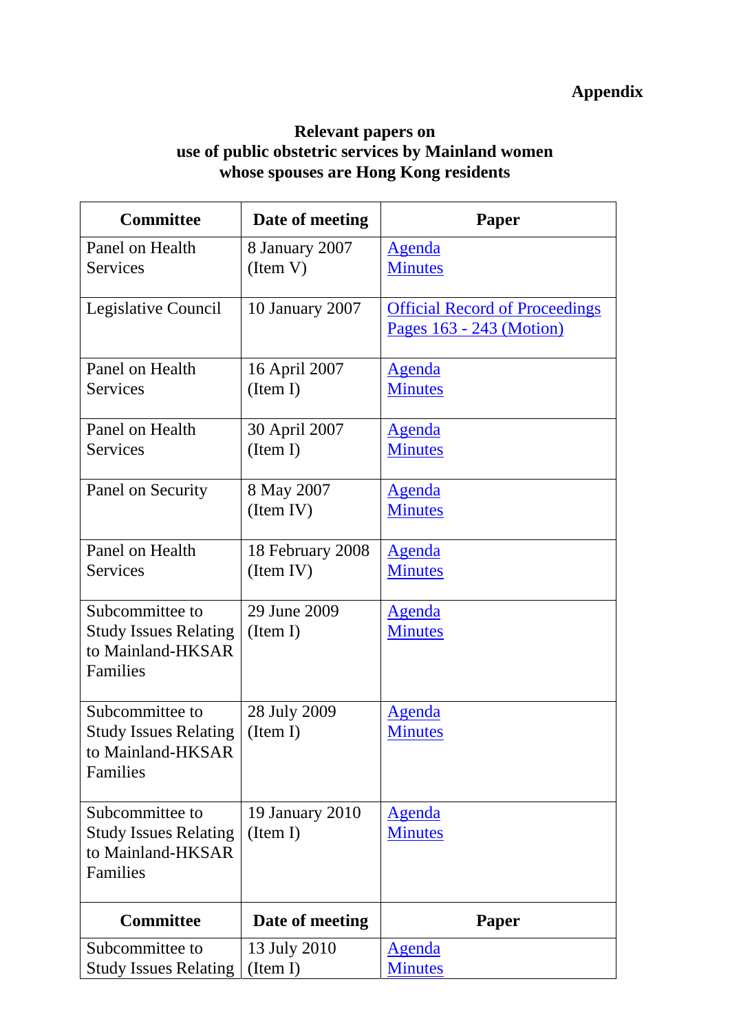**Appendix**

**Relevant papers on use of public obstetric services by Mainland women whose spouses are Hong Kong residents**

| Committee | Date of meeting | Paper |
|---|---|---|
| Panel on Health Services | 8 January 2007 (Item V) | Agenda<br>Minutes |
| Legislative Council | 10 January 2007 | Official Record of Proceedings<br>Pages 163 - 243 (Motion) |
| Panel on Health Services | 16 April 2007 (Item I) | Agenda<br>Minutes |
| Panel on Health Services | 30 April 2007 (Item I) | Agenda<br>Minutes |
| Panel on Security | 8 May 2007 (Item IV) | Agenda<br>Minutes |
| Panel on Health Services | 18 February 2008 (Item IV) | Agenda<br>Minutes |
| Subcommittee to Study Issues Relating to Mainland-HKSAR Families | 29 June 2009 (Item I) | Agenda<br>Minutes |
| Subcommittee to Study Issues Relating to Mainland-HKSAR Families | 28 July 2009 (Item I) | Agenda<br>Minutes |
| Subcommittee to Study Issues Relating to Mainland-HKSAR Families | 19 January 2010 (Item I) | Agenda<br>Minutes |
| Subcommittee to Study Issues Relating | 13 July 2010 (Item I) | Agenda<br>Minutes |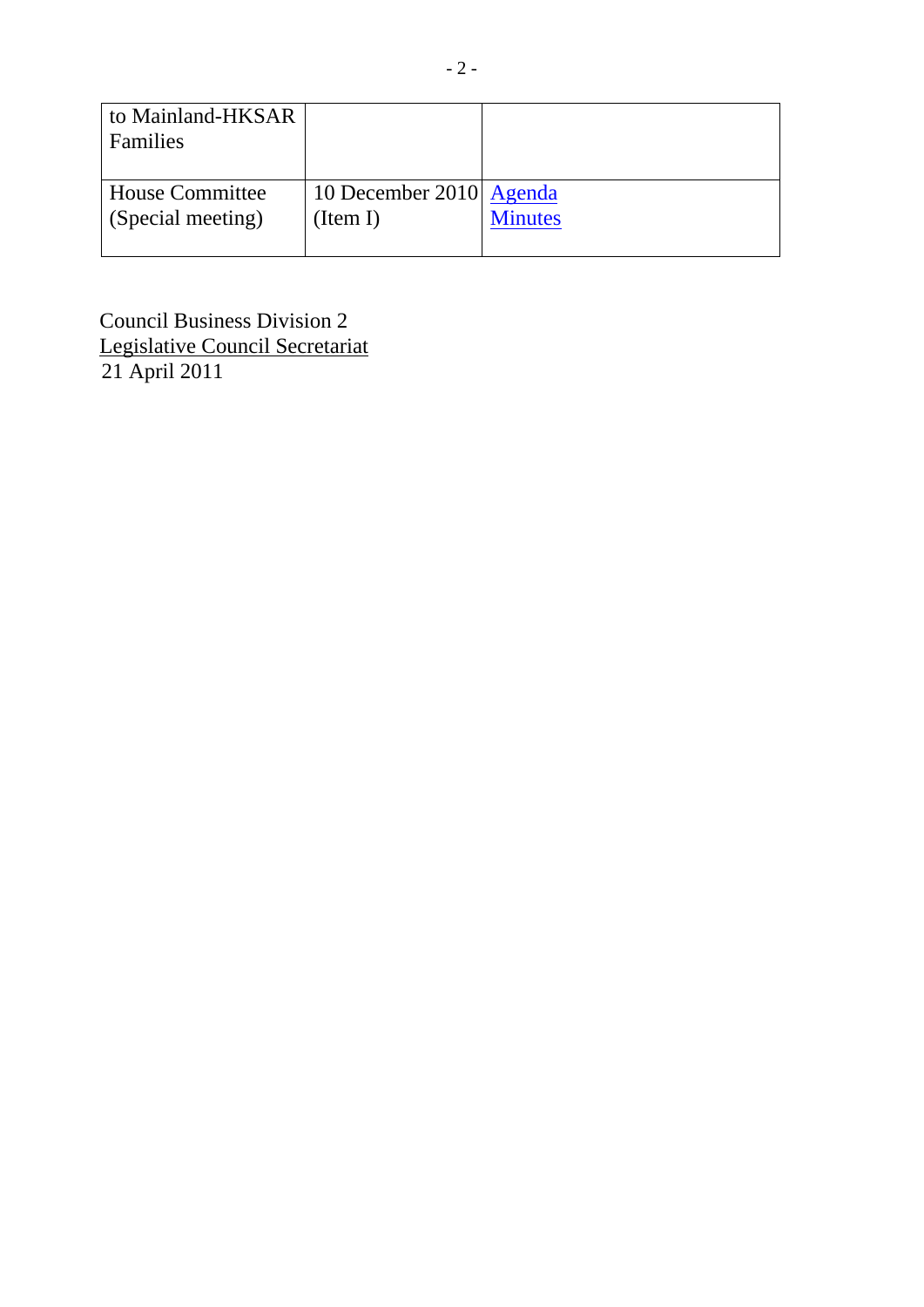| | | |
|---|---|---|
| to Mainland-HKSAR Families | | |
| House Committee (Special meeting) | 10 December 2010 (Item I) | Agenda Minutes |

Council Business Division 2
Legislative Council Secretariat
21 April 2011